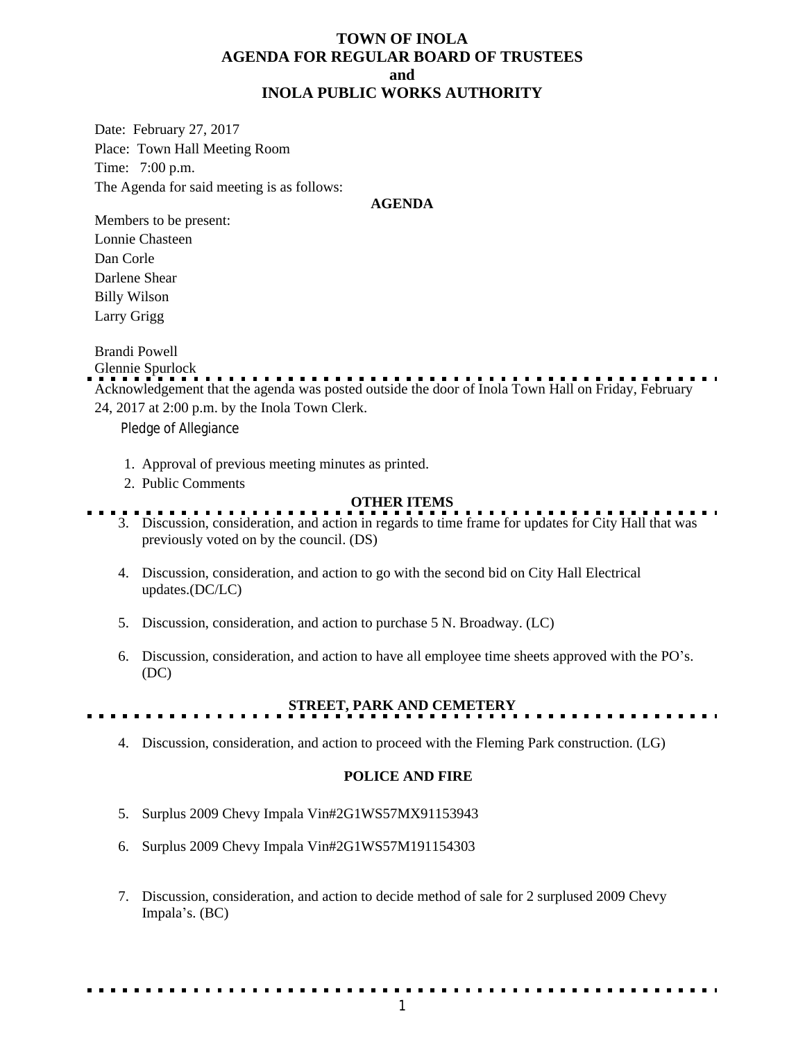# TOWN OF INOLA
# AGENDA FOR REGULAR BOARD OF TRUSTEES
# and
# INOLA PUBLIC WORKS AUTHORITY

Date: February 27, 2017

Place: Town Hall Meeting Room

Time: 7:00 p.m.

The Agenda for said meeting is as follows:

**AGENDA**

Members to be present:

Lonnie Chasteen

Dan Corle

Darlene Shear

Billy Wilson

Larry Grigg

Brandi Powell

Glennie Spurlock

Acknowledgement that the agenda was posted outside the door of Inola Town Hall on Friday, February 24, 2017 at 2:00 p.m. by the Inola Town Clerk.

Pledge of Allegiance

1. Approval of previous meeting minutes as printed.
2. Public Comments

**OTHER ITEMS**

3. Discussion, consideration, and action in regards to time frame for updates for City Hall that was previously voted on by the council. (DS)

4. Discussion, consideration, and action to go with the second bid on City Hall Electrical updates.(DC/LC)

5. Discussion, consideration, and action to purchase 5 N. Broadway. (LC)

6. Discussion, consideration, and action to have all employee time sheets approved with the PO's. (DC)

**STREET, PARK AND CEMETERY**

4. Discussion, consideration, and action to proceed with the Fleming Park construction. (LG)

**POLICE AND FIRE**

5. Surplus 2009 Chevy Impala Vin#2G1WS57MX91153943

6. Surplus 2009 Chevy Impala Vin#2G1WS57M191154303

7. Discussion, consideration, and action to decide method of sale for 2 surplused 2009 Chevy Impala's. (BC)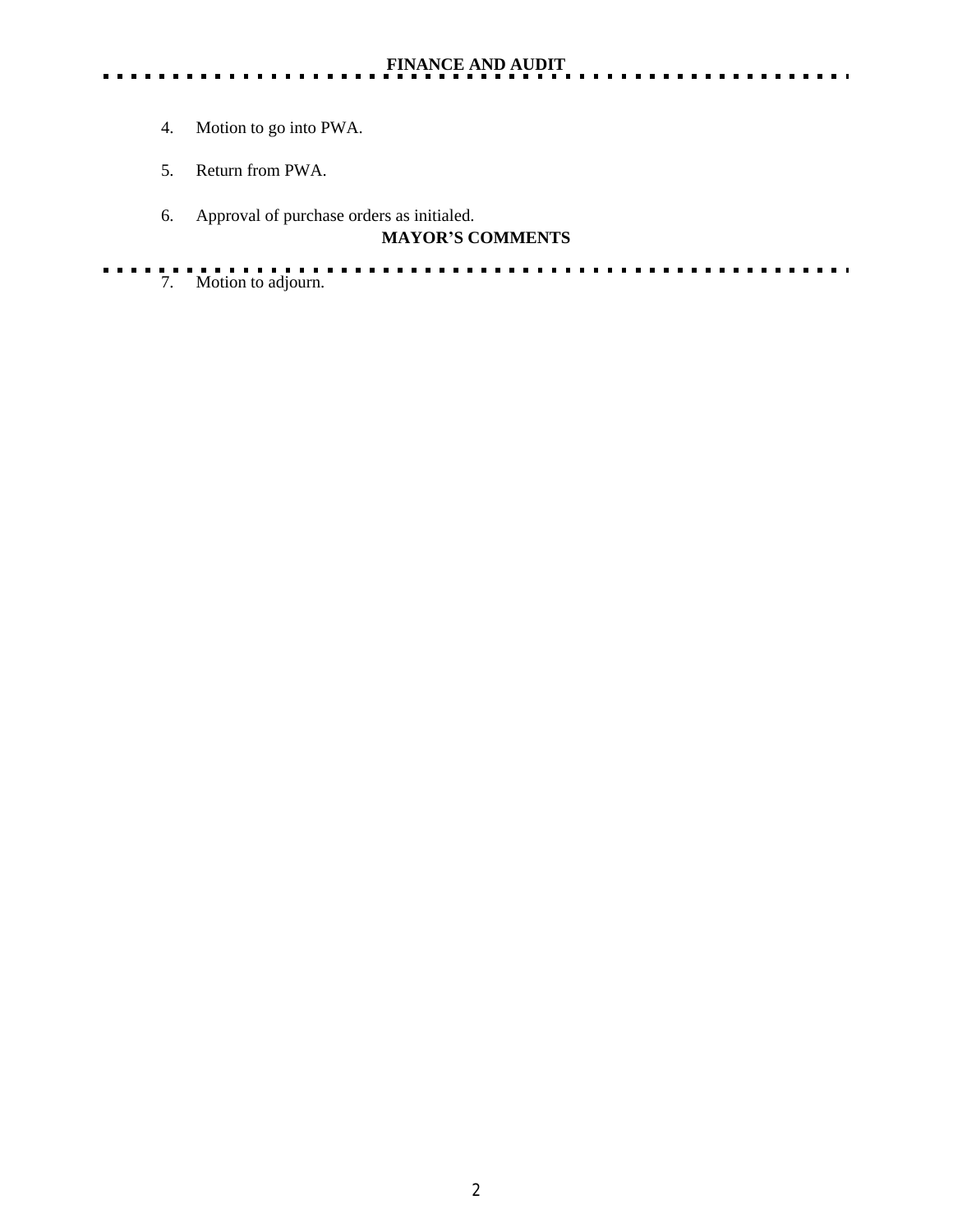## FINANCE AND AUDIT

4. Motion to go into PWA.

5. Return from PWA.

6. Approval of purchase orders as initialed.

## MAYOR'S COMMENTS

7. Motion to adjourn.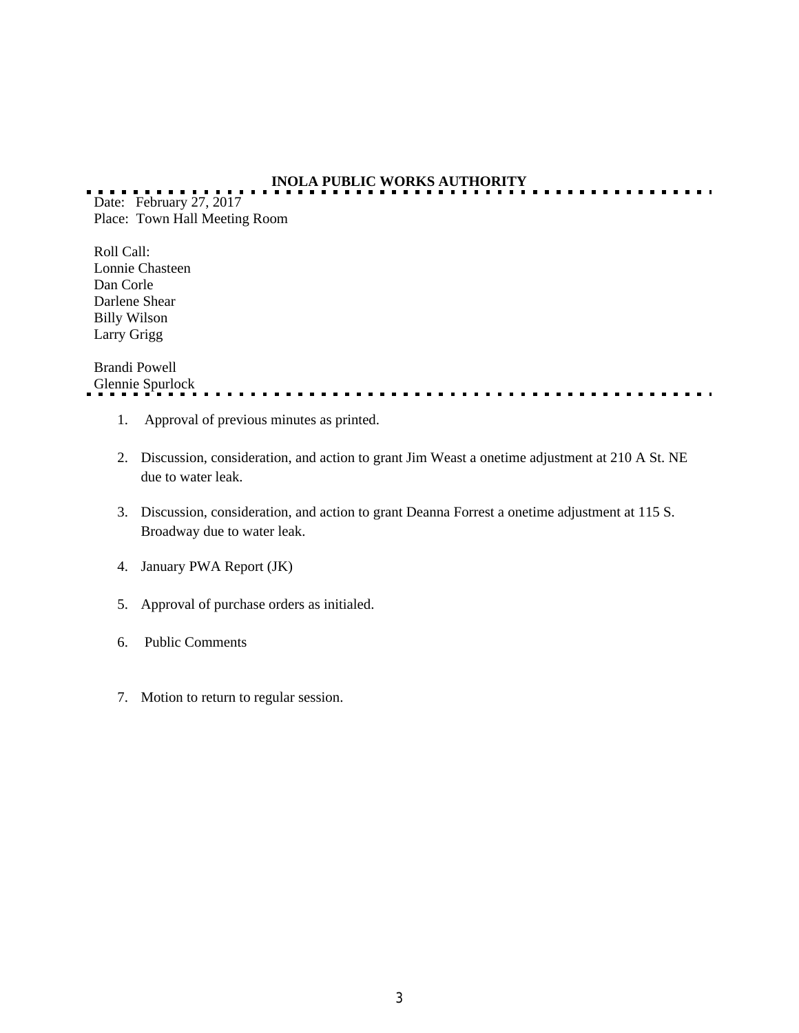**INOLA PUBLIC WORKS AUTHORITY**

Date: February 27, 2017
Place: Town Hall Meeting Room

Roll Call:
Lonnie Chasteen
Dan Corle
Darlene Shear
Billy Wilson
Larry Grigg

Brandi Powell
Glennie Spurlock

1. Approval of previous minutes as printed.

2. Discussion, consideration, and action to grant Jim Weast a onetime adjustment at 210 A St. NE due to water leak.

3. Discussion, consideration, and action to grant Deanna Forrest a onetime adjustment at 115 S. Broadway due to water leak.

4. January PWA Report (JK)

5. Approval of purchase orders as initialed.

6. Public Comments

7. Motion to return to regular session.